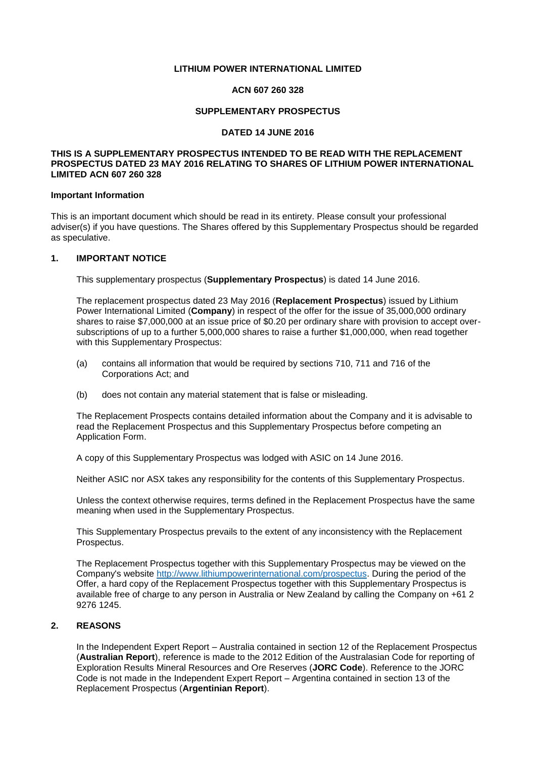**LITHIUM POWER INTERNATIONAL LIMITED**

**ACN 607 260 328**

**SUPPLEMENTARY PROSPECTUS**

**DATED 14 JUNE 2016**

**THIS IS A SUPPLEMENTARY PROSPECTUS INTENDED TO BE READ WITH THE REPLACEMENT PROSPECTUS DATED 23 MAY 2016 RELATING TO SHARES OF LITHIUM POWER INTERNATIONAL LIMITED ACN 607 260 328**

**Important Information**

This is an important document which should be read in its entirety. Please consult your professional adviser(s) if you have questions. The Shares offered by this Supplementary Prospectus should be regarded as speculative.

## 1. IMPORTANT NOTICE

This supplementary prospectus (**Supplementary Prospectus**) is dated 14 June 2016.

The replacement prospectus dated 23 May 2016 (**Replacement Prospectus**) issued by Lithium Power International Limited (**Company**) in respect of the offer for the issue of 35,000,000 ordinary shares to raise $7,000,000 at an issue price of $0.20 per ordinary share with provision to accept over-subscriptions of up to a further 5,000,000 shares to raise a further $1,000,000, when read together with this Supplementary Prospectus:

(a) contains all information that would be required by sections 710, 711 and 716 of the Corporations Act; and

(b) does not contain any material statement that is false or misleading.

The Replacement Prospects contains detailed information about the Company and it is advisable to read the Replacement Prospectus and this Supplementary Prospectus before competing an Application Form.

A copy of this Supplementary Prospectus was lodged with ASIC on 14 June 2016.

Neither ASIC nor ASX takes any responsibility for the contents of this Supplementary Prospectus.

Unless the context otherwise requires, terms defined in the Replacement Prospectus have the same meaning when used in the Supplementary Prospectus.

This Supplementary Prospectus prevails to the extent of any inconsistency with the Replacement Prospectus.

The Replacement Prospectus together with this Supplementary Prospectus may be viewed on the Company's website http://www.lithiumpowerinternational.com/prospectus. During the period of the Offer, a hard copy of the Replacement Prospectus together with this Supplementary Prospectus is available free of charge to any person in Australia or New Zealand by calling the Company on +61 2 9276 1245.

## 2. REASONS

In the Independent Expert Report – Australia contained in section 12 of the Replacement Prospectus (**Australian Report**), reference is made to the 2012 Edition of the Australasian Code for reporting of Exploration Results Mineral Resources and Ore Reserves (**JORC Code**). Reference to the JORC Code is not made in the Independent Expert Report – Argentina contained in section 13 of the Replacement Prospectus (**Argentinian Report**).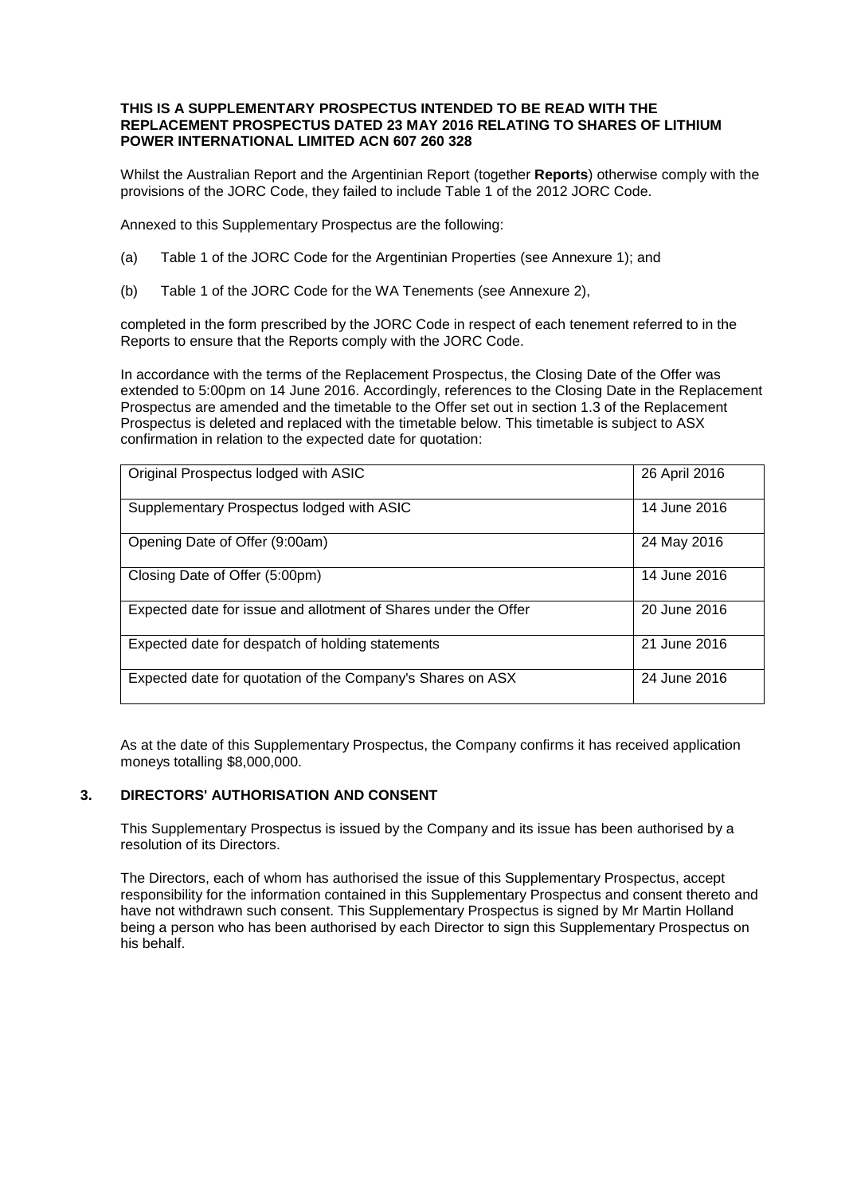**THIS IS A SUPPLEMENTARY PROSPECTUS INTENDED TO BE READ WITH THE REPLACEMENT PROSPECTUS DATED 23 MAY 2016 RELATING TO SHARES OF LITHIUM POWER INTERNATIONAL LIMITED ACN 607 260 328**

Whilst the Australian Report and the Argentinian Report (together **Reports**) otherwise comply with the provisions of the JORC Code, they failed to include Table 1 of the 2012 JORC Code.

Annexed to this Supplementary Prospectus are the following:

(a) Table 1 of the JORC Code for the Argentinian Properties (see Annexure 1); and

(b) Table 1 of the JORC Code for the WA Tenements (see Annexure 2),

completed in the form prescribed by the JORC Code in respect of each tenement referred to in the Reports to ensure that the Reports comply with the JORC Code.

In accordance with the terms of the Replacement Prospectus, the Closing Date of the Offer was extended to 5:00pm on 14 June 2016. Accordingly, references to the Closing Date in the Replacement Prospectus are amended and the timetable to the Offer set out in section 1.3 of the Replacement Prospectus is deleted and replaced with the timetable below. This timetable is subject to ASX confirmation in relation to the expected date for quotation:

| | |
|---|---|
| Original Prospectus lodged with ASIC | 26 April 2016 |
| Supplementary Prospectus lodged with ASIC | 14 June 2016 |
| Opening Date of Offer (9:00am) | 24 May 2016 |
| Closing Date of Offer (5:00pm) | 14 June 2016 |
| Expected date for issue and allotment of Shares under the Offer | 20 June 2016 |
| Expected date for despatch of holding statements | 21 June 2016 |
| Expected date for quotation of the Company's Shares on ASX | 24 June 2016 |

As at the date of this Supplementary Prospectus, the Company confirms it has received application moneys totalling $8,000,000.

## 3. DIRECTORS' AUTHORISATION AND CONSENT

This Supplementary Prospectus is issued by the Company and its issue has been authorised by a resolution of its Directors.

The Directors, each of whom has authorised the issue of this Supplementary Prospectus, accept responsibility for the information contained in this Supplementary Prospectus and consent thereto and have not withdrawn such consent. This Supplementary Prospectus is signed by Mr Martin Holland being a person who has been authorised by each Director to sign this Supplementary Prospectus on his behalf.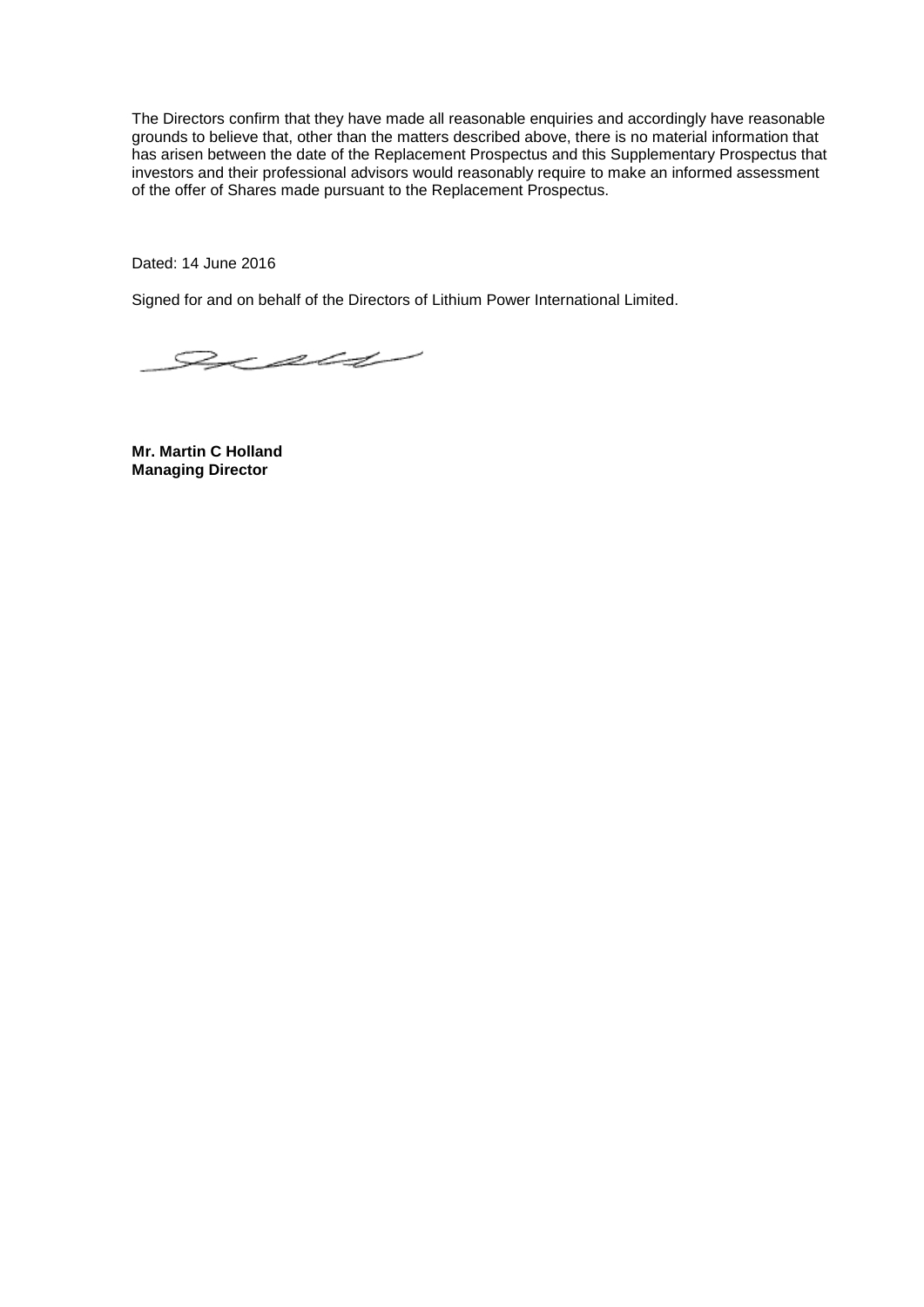The Directors confirm that they have made all reasonable enquiries and accordingly have reasonable grounds to believe that, other than the matters described above, there is no material information that has arisen between the date of the Replacement Prospectus and this Supplementary Prospectus that investors and their professional advisors would reasonably require to make an informed assessment of the offer of Shares made pursuant to the Replacement Prospectus.

Dated: 14 June 2016

Signed for and on behalf of the Directors of Lithium Power International Limited.

**Mr. Martin C Holland**
**Managing Director**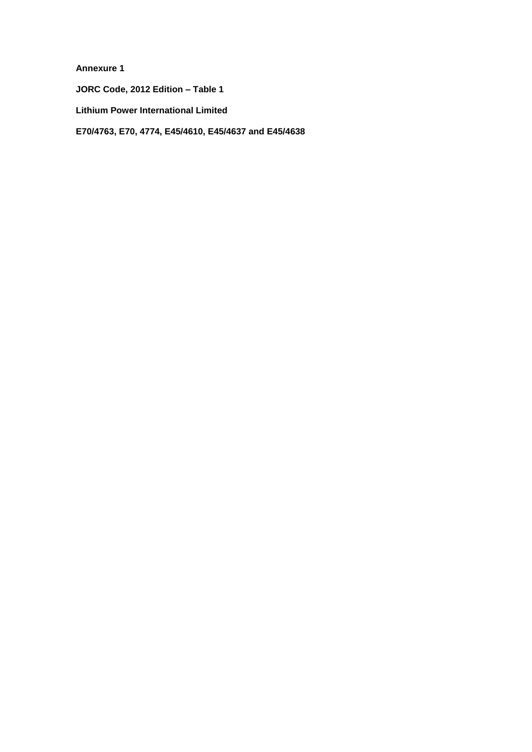**Annexure 1**

**JORC Code, 2012 Edition – Table 1**

**Lithium Power International Limited**

**E70/4763, E70, 4774, E45/4610, E45/4637 and E45/4638**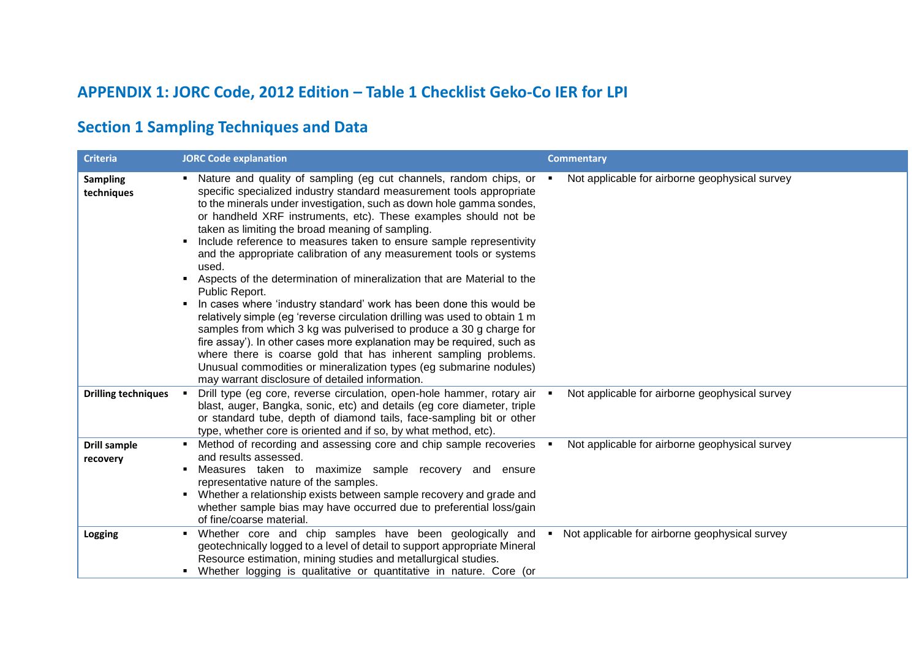## APPENDIX 1: JORC Code, 2012 Edition – Table 1 Checklist Geko-Co IER for LPI

## Section 1 Sampling Techniques and Data

| Criteria | JORC Code explanation | Commentary |
| --- | --- | --- |
| **Sampling techniques** | ▪ Nature and quality of sampling (eg cut channels, random chips, or specific specialized industry standard measurement tools appropriate to the minerals under investigation, such as down hole gamma sondes, or handheld XRF instruments, etc). These examples should not be taken as limiting the broad meaning of sampling.<br>▪ Include reference to measures taken to ensure sample representivity and the appropriate calibration of any measurement tools or systems used.<br>▪ Aspects of the determination of mineralization that are Material to the Public Report.<br>▪ In cases where 'industry standard' work has been done this would be relatively simple (eg 'reverse circulation drilling was used to obtain 1 m samples from which 3 kg was pulverised to produce a 30 g charge for fire assay'). In other cases more explanation may be required, such as where there is coarse gold that has inherent sampling problems. Unusual commodities or mineralization types (eg submarine nodules) may warrant disclosure of detailed information. | ▪ Not applicable for airborne geophysical survey |
| **Drilling techniques** | ▪ Drill type (eg core, reverse circulation, open-hole hammer, rotary air blast, auger, Bangka, sonic, etc) and details (eg core diameter, triple or standard tube, depth of diamond tails, face-sampling bit or other type, whether core is oriented and if so, by what method, etc). | ▪ Not applicable for airborne geophysical survey |
| **Drill sample recovery** | ▪ Method of recording and assessing core and chip sample recoveries and results assessed.<br>▪ Measures taken to maximize sample recovery and ensure representative nature of the samples.<br>▪ Whether a relationship exists between sample recovery and grade and whether sample bias may have occurred due to preferential loss/gain of fine/coarse material. | ▪ Not applicable for airborne geophysical survey |
| **Logging** | ▪ Whether core and chip samples have been geologically and geotechnically logged to a level of detail to support appropriate Mineral Resource estimation, mining studies and metallurgical studies.<br>▪ Whether logging is qualitative or quantitative in nature. Core (or | ▪ Not applicable for airborne geophysical survey |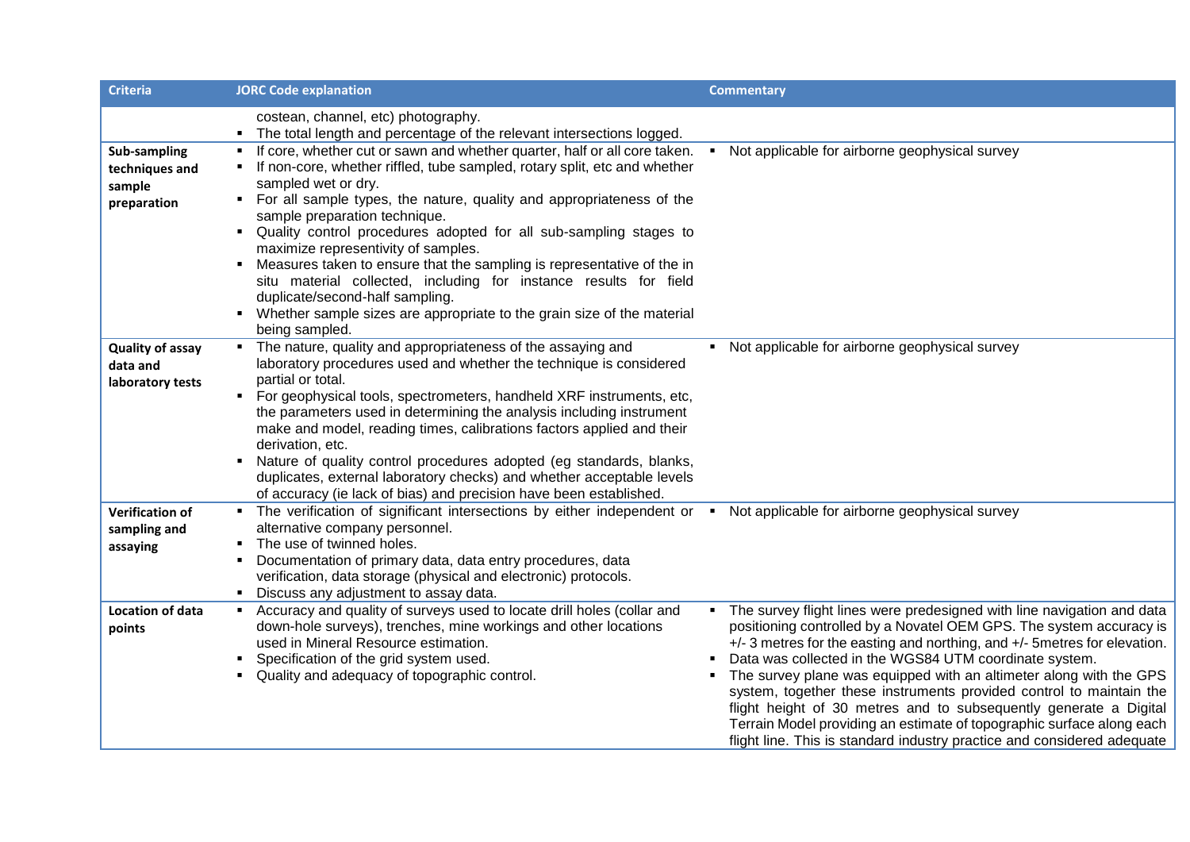| Criteria | JORC Code explanation | Commentary |
|---|---|---|
| | costean, channel, etc) photography.<br>▪ The total length and percentage of the relevant intersections logged. | |
| **Sub-sampling techniques and sample preparation** | ▪ If core, whether cut or sawn and whether quarter, half or all core taken.<br>▪ If non-core, whether riffled, tube sampled, rotary split, etc and whether sampled wet or dry.<br>▪ For all sample types, the nature, quality and appropriateness of the sample preparation technique.<br>▪ Quality control procedures adopted for all sub-sampling stages to maximize representivity of samples.<br>▪ Measures taken to ensure that the sampling is representative of the in situ material collected, including for instance results for field duplicate/second-half sampling.<br>▪ Whether sample sizes are appropriate to the grain size of the material being sampled. | ▪ Not applicable for airborne geophysical survey |
| **Quality of assay data and laboratory tests** | ▪ The nature, quality and appropriateness of the assaying and laboratory procedures used and whether the technique is considered partial or total.<br>▪ For geophysical tools, spectrometers, handheld XRF instruments, etc, the parameters used in determining the analysis including instrument make and model, reading times, calibrations factors applied and their derivation, etc.<br>▪ Nature of quality control procedures adopted (eg standards, blanks, duplicates, external laboratory checks) and whether acceptable levels of accuracy (ie lack of bias) and precision have been established. | ▪ Not applicable for airborne geophysical survey |
| **Verification of sampling and assaying** | ▪ The verification of significant intersections by either independent or alternative company personnel.<br>▪ The use of twinned holes.<br>▪ Documentation of primary data, data entry procedures, data verification, data storage (physical and electronic) protocols.<br>▪ Discuss any adjustment to assay data. | ▪ Not applicable for airborne geophysical survey |
| **Location of data points** | ▪ Accuracy and quality of surveys used to locate drill holes (collar and down-hole surveys), trenches, mine workings and other locations used in Mineral Resource estimation.<br>▪ Specification of the grid system used.<br>▪ Quality and adequacy of topographic control. | ▪ The survey flight lines were predesigned with line navigation and data positioning controlled by a Novatel OEM GPS. The system accuracy is +/- 3 metres for the easting and northing, and +/- 5metres for elevation.<br>▪ Data was collected in the WGS84 UTM coordinate system.<br>▪ The survey plane was equipped with an altimeter along with the GPS system, together these instruments provided control to maintain the flight height of 30 metres and to subsequently generate a Digital Terrain Model providing an estimate of topographic surface along each flight line. This is standard industry practice and considered adequate |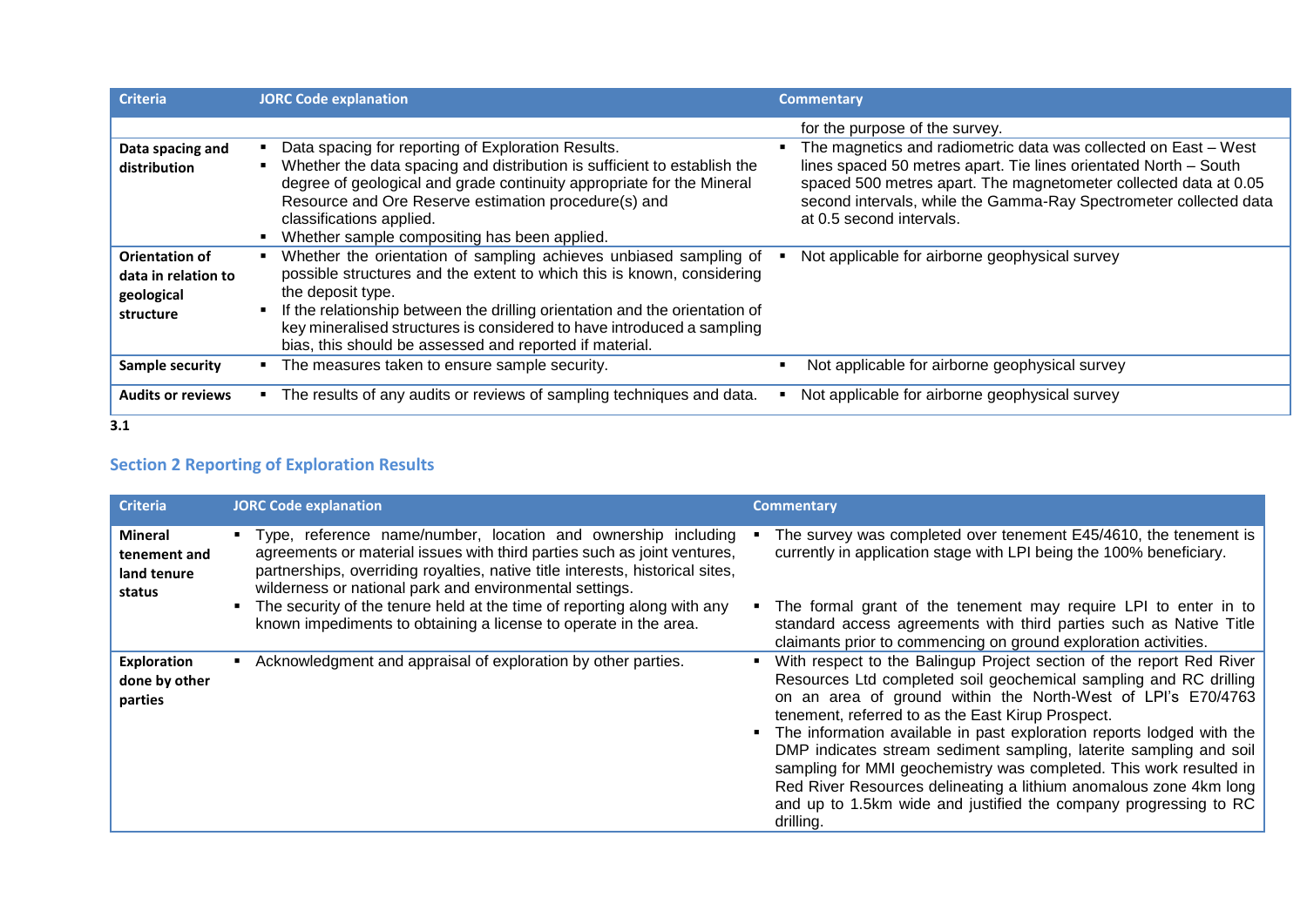| Criteria | JORC Code explanation | Commentary |
|---|---|---|
| | | for the purpose of the survey. |
| **Data spacing and distribution** | ▪ Data spacing for reporting of Exploration Results.<br>▪ Whether the data spacing and distribution is sufficient to establish the degree of geological and grade continuity appropriate for the Mineral Resource and Ore Reserve estimation procedure(s) and classifications applied.<br>▪ Whether sample compositing has been applied. | ▪ The magnetics and radiometric data was collected on East – West lines spaced 50 metres apart. Tie lines orientated North – South spaced 500 metres apart. The magnetometer collected data at 0.05 second intervals, while the Gamma-Ray Spectrometer collected data at 0.5 second intervals. |
| **Orientation of data in relation to geological structure** | ▪ Whether the orientation of sampling achieves unbiased sampling of possible structures and the extent to which this is known, considering the deposit type.<br>▪ If the relationship between the drilling orientation and the orientation of key mineralised structures is considered to have introduced a sampling bias, this should be assessed and reported if material. | ▪ Not applicable for airborne geophysical survey |
| **Sample security** | ▪ The measures taken to ensure sample security. | ▪ Not applicable for airborne geophysical survey |
| **Audits or reviews** | ▪ The results of any audits or reviews of sampling techniques and data. | ▪ Not applicable for airborne geophysical survey |

**3.1**

## Section 2 Reporting of Exploration Results

| Criteria | JORC Code explanation | Commentary |
|---|---|---|
| **Mineral tenement and land tenure status** | ▪ Type, reference name/number, location and ownership including agreements or material issues with third parties such as joint ventures, partnerships, overriding royalties, native title interests, historical sites, wilderness or national park and environmental settings.<br>▪ The security of the tenure held at the time of reporting along with any known impediments to obtaining a license to operate in the area. | ▪ The survey was completed over tenement E45/4610, the tenement is currently in application stage with LPI being the 100% beneficiary.<br>▪ The formal grant of the tenement may require LPI to enter in to standard access agreements with third parties such as Native Title claimants prior to commencing on ground exploration activities. |
| **Exploration done by other parties** | ▪ Acknowledgment and appraisal of exploration by other parties. | ▪ With respect to the Balingup Project section of the report Red River Resources Ltd completed soil geochemical sampling and RC drilling on an area of ground within the North-West of LPI's E70/4763 tenement, referred to as the East Kirup Prospect.<br>▪ The information available in past exploration reports lodged with the DMP indicates stream sediment sampling, laterite sampling and soil sampling for MMI geochemistry was completed. This work resulted in Red River Resources delineating a lithium anomalous zone 4km long and up to 1.5km wide and justified the company progressing to RC drilling. |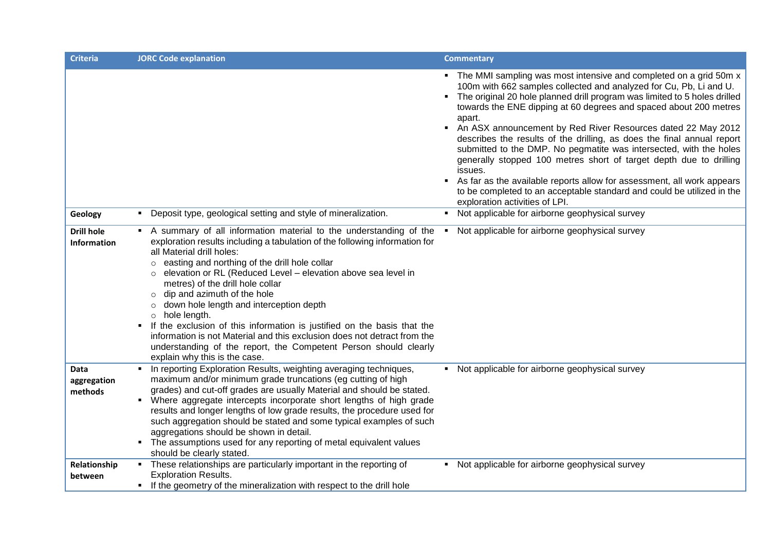| Criteria | JORC Code explanation | Commentary |
|---|---|---|
| | | ▪ The MMI sampling was most intensive and completed on a grid 50m x 100m with 662 samples collected and analyzed for Cu, Pb, Li and U.<br>▪ The original 20 hole planned drill program was limited to 5 holes drilled towards the ENE dipping at 60 degrees and spaced about 200 metres apart.<br>▪ An ASX announcement by Red River Resources dated 22 May 2012 describes the results of the drilling, as does the final annual report submitted to the DMP. No pegmatite was intersected, with the holes generally stopped 100 metres short of target depth due to drilling issues.<br>▪ As far as the available reports allow for assessment, all work appears to be completed to an acceptable standard and could be utilized in the exploration activities of LPI. |
| **Geology** | ▪ Deposit type, geological setting and style of mineralization. | ▪ Not applicable for airborne geophysical survey |
| **Drill hole Information** | ▪ A summary of all information material to the understanding of the exploration results including a tabulation of the following information for all Material drill holes:<br>○ easting and northing of the drill hole collar<br>○ elevation or RL (Reduced Level – elevation above sea level in metres) of the drill hole collar<br>○ dip and azimuth of the hole<br>○ down hole length and interception depth<br>○ hole length.<br>▪ If the exclusion of this information is justified on the basis that the information is not Material and this exclusion does not detract from the understanding of the report, the Competent Person should clearly explain why this is the case. | ▪ Not applicable for airborne geophysical survey |
| **Data aggregation methods** | ▪ In reporting Exploration Results, weighting averaging techniques, maximum and/or minimum grade truncations (eg cutting of high grades) and cut-off grades are usually Material and should be stated.<br>▪ Where aggregate intercepts incorporate short lengths of high grade results and longer lengths of low grade results, the procedure used for such aggregation should be stated and some typical examples of such aggregations should be shown in detail.<br>▪ The assumptions used for any reporting of metal equivalent values should be clearly stated. | ▪ Not applicable for airborne geophysical survey |
| **Relationship between** | ▪ These relationships are particularly important in the reporting of Exploration Results.<br>▪ If the geometry of the mineralization with respect to the drill hole | ▪ Not applicable for airborne geophysical survey |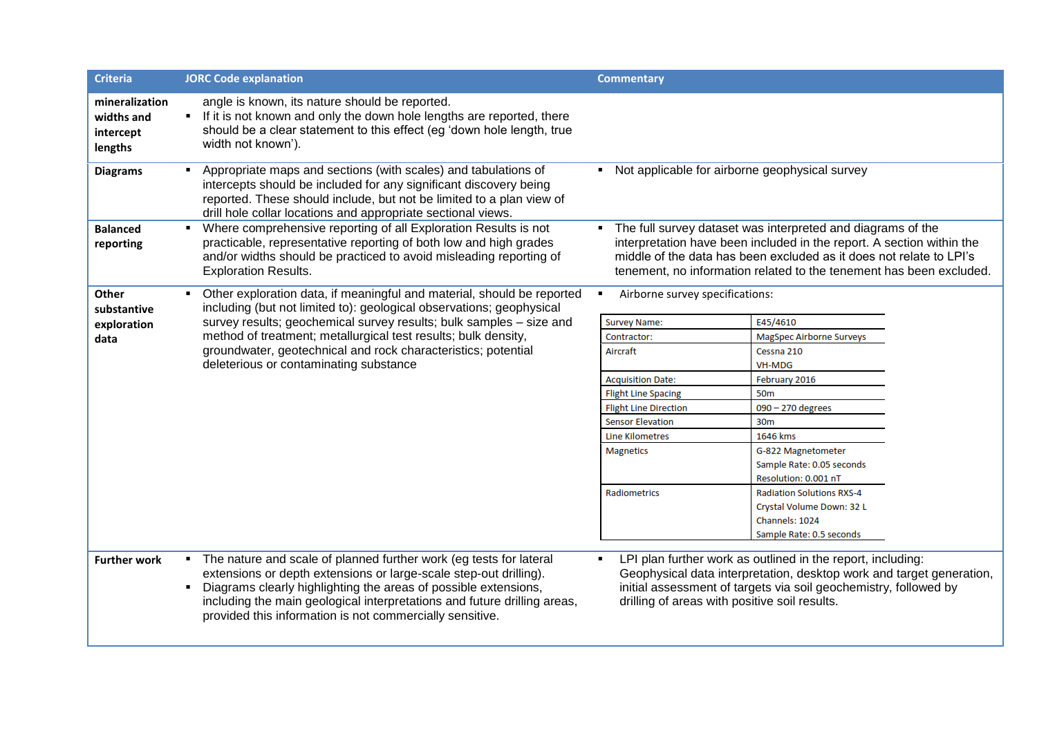| Criteria | JORC Code explanation | Commentary |
|---|---|---|
| mineralization widths and intercept lengths | angle is known, its nature should be reported.<br>▪ If it is not known and only the down hole lengths are reported, there should be a clear statement to this effect (eg 'down hole length, true width not known'). | |
| Diagrams | ▪ Appropriate maps and sections (with scales) and tabulations of intercepts should be included for any significant discovery being reported. These should include, but not be limited to a plan view of drill hole collar locations and appropriate sectional views. | ▪ Not applicable for airborne geophysical survey |
| Balanced reporting | ▪ Where comprehensive reporting of all Exploration Results is not practicable, representative reporting of both low and high grades and/or widths should be practiced to avoid misleading reporting of Exploration Results. | ▪ The full survey dataset was interpreted and diagrams of the interpretation have been included in the report. A section within the middle of the data has been excluded as it does not relate to LPI's tenement, no information related to the tenement has been excluded. |
| Other substantive exploration data | ▪ Other exploration data, if meaningful and material, should be reported including (but not limited to): geological observations; geophysical survey results; geochemical survey results; bulk samples – size and method of treatment; metallurgical test results; bulk density, groundwater, geotechnical and rock characteristics; potential deleterious or contaminating substance | ▪ Airborne survey specifications:<br>Survey Name: E45/4610<br>Contractor: MagSpec Airborne Surveys<br>Aircraft: Cessna 210, VH-MDG<br>Acquisition Date: February 2016<br>Flight Line Spacing: 50m<br>Flight Line Direction: 090 – 270 degrees<br>Sensor Elevation: 30m<br>Line Kilometres: 1646 kms<br>Magnetics: G-822 Magnetometer, Sample Rate: 0.05 seconds, Resolution: 0.001 nT<br>Radiometrics: Radiation Solutions RXS-4, Crystal Volume Down: 32 L, Channels: 1024, Sample Rate: 0.5 seconds |
| Further work | ▪ The nature and scale of planned further work (eg tests for lateral extensions or depth extensions or large-scale step-out drilling).<br>▪ Diagrams clearly highlighting the areas of possible extensions, including the main geological interpretations and future drilling areas, provided this information is not commercially sensitive. | ▪ LPI plan further work as outlined in the report, including: Geophysical data interpretation, desktop work and target generation, initial assessment of targets via soil geochemistry, followed by drilling of areas with positive soil results. |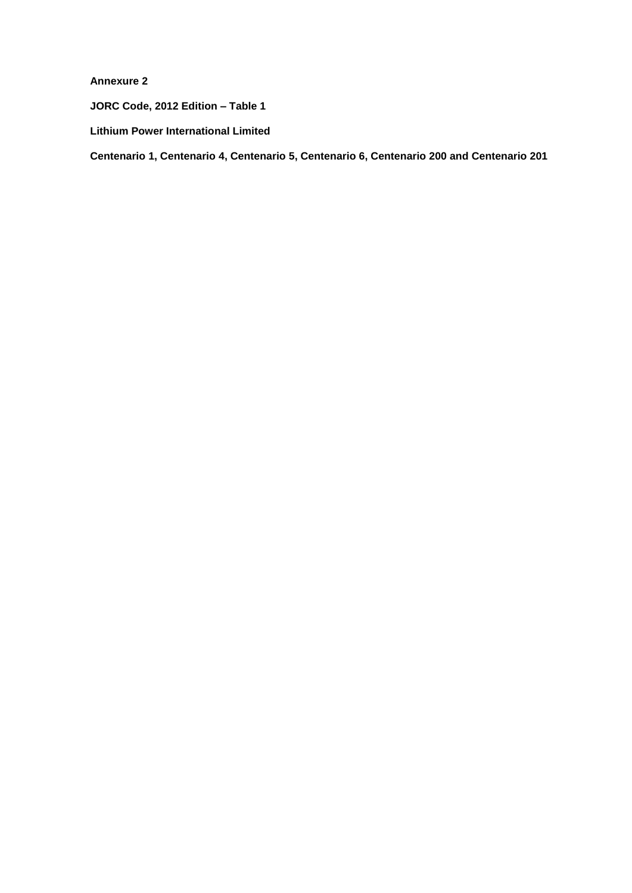**Annexure 2**

**JORC Code, 2012 Edition – Table 1**

**Lithium Power International Limited**

**Centenario 1, Centenario 4, Centenario 5, Centenario 6, Centenario 200 and Centenario 201**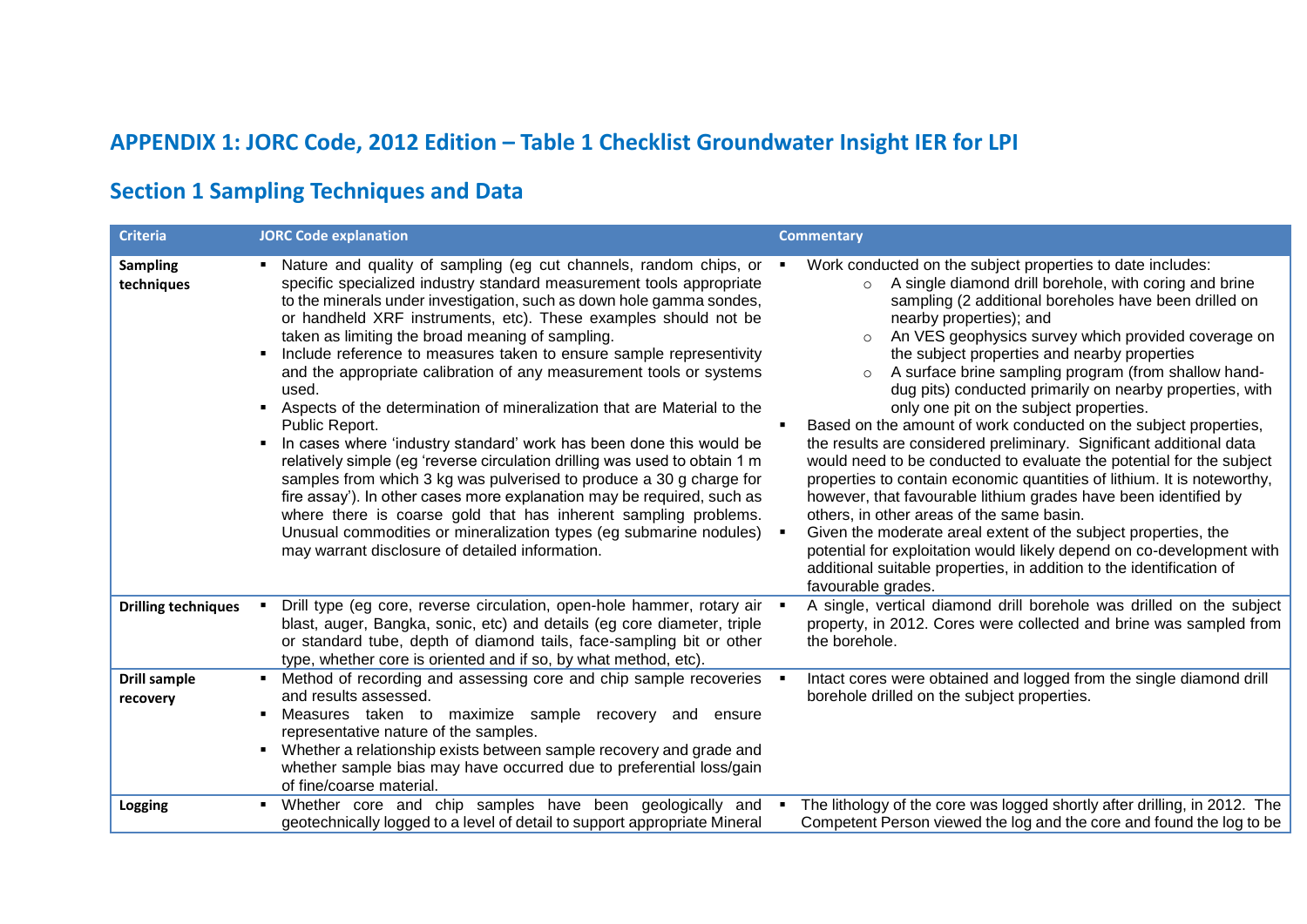## APPENDIX 1: JORC Code, 2012 Edition – Table 1 Checklist Groundwater Insight IER for LPI

## Section 1 Sampling Techniques and Data

| Criteria | JORC Code explanation | Commentary |
|---|---|---|
| **Sampling techniques** | ▪ Nature and quality of sampling (eg cut channels, random chips, or specific specialized industry standard measurement tools appropriate to the minerals under investigation, such as down hole gamma sondes, or handheld XRF instruments, etc). These examples should not be taken as limiting the broad meaning of sampling.<br>▪ Include reference to measures taken to ensure sample representivity and the appropriate calibration of any measurement tools or systems used.<br>▪ Aspects of the determination of mineralization that are Material to the Public Report.<br>▪ In cases where 'industry standard' work has been done this would be relatively simple (eg 'reverse circulation drilling was used to obtain 1 m samples from which 3 kg was pulverised to produce a 30 g charge for fire assay'). In other cases more explanation may be required, such as where there is coarse gold that has inherent sampling problems. Unusual commodities or mineralization types (eg submarine nodules) may warrant disclosure of detailed information. | ▪ Work conducted on the subject properties to date includes:<br>○ A single diamond drill borehole, with coring and brine sampling (2 additional boreholes have been drilled on nearby properties); and<br>○ An VES geophysics survey which provided coverage on the subject properties and nearby properties<br>○ A surface brine sampling program (from shallow hand-dug pits) conducted primarily on nearby properties, with only one pit on the subject properties.<br>▪ Based on the amount of work conducted on the subject properties, the results are considered preliminary. Significant additional data would need to be conducted to evaluate the potential for the subject properties to contain economic quantities of lithium. It is noteworthy, however, that favourable lithium grades have been identified by others, in other areas of the same basin.<br>▪ Given the moderate areal extent of the subject properties, the potential for exploitation would likely depend on co-development with additional suitable properties, in addition to the identification of favourable grades. |
| **Drilling techniques** | ▪ Drill type (eg core, reverse circulation, open-hole hammer, rotary air blast, auger, Bangka, sonic, etc) and details (eg core diameter, triple or standard tube, depth of diamond tails, face-sampling bit or other type, whether core is oriented and if so, by what method, etc). | ▪ A single, vertical diamond drill borehole was drilled on the subject property, in 2012. Cores were collected and brine was sampled from the borehole. |
| **Drill sample recovery** | ▪ Method of recording and assessing core and chip sample recoveries and results assessed.<br>▪ Measures taken to maximize sample recovery and ensure representative nature of the samples.<br>▪ Whether a relationship exists between sample recovery and grade and whether sample bias may have occurred due to preferential loss/gain of fine/coarse material. | ▪ Intact cores were obtained and logged from the single diamond drill borehole drilled on the subject properties. |
| **Logging** | ▪ Whether core and chip samples have been geologically and geotechnically logged to a level of detail to support appropriate Mineral | ▪ The lithology of the core was logged shortly after drilling, in 2012. The Competent Person viewed the log and the core and found the log to be |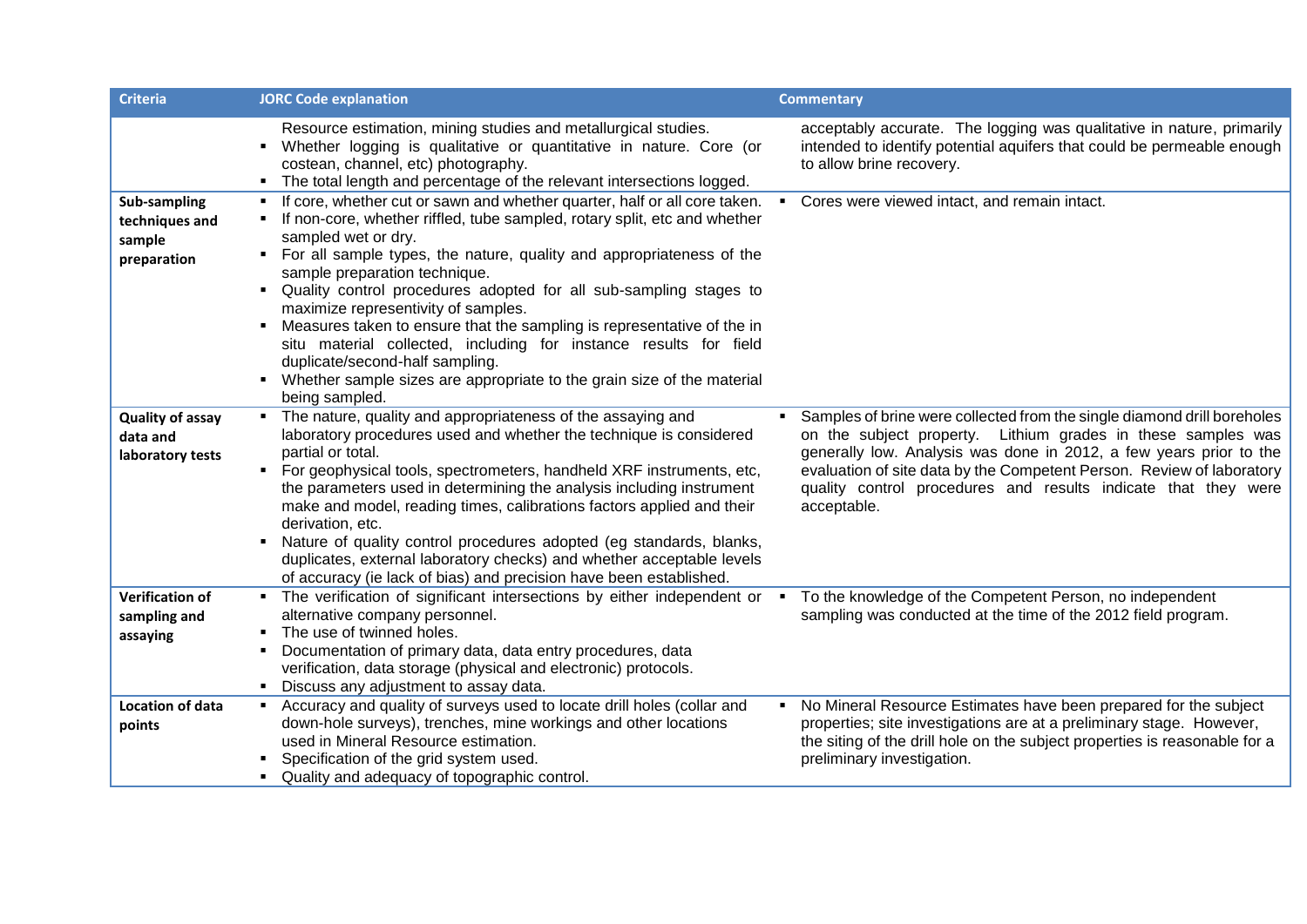| Criteria | JORC Code explanation | Commentary |
|---|---|---|
| | Resource estimation, mining studies and metallurgical studies.<br>▪ Whether logging is qualitative or quantitative in nature. Core (or costean, channel, etc) photography.<br>▪ The total length and percentage of the relevant intersections logged. | acceptably accurate. The logging was qualitative in nature, primarily intended to identify potential aquifers that could be permeable enough to allow brine recovery. |
| **Sub-sampling techniques and sample preparation** | ▪ If core, whether cut or sawn and whether quarter, half or all core taken.<br>▪ If non-core, whether riffled, tube sampled, rotary split, etc and whether sampled wet or dry.<br>▪ For all sample types, the nature, quality and appropriateness of the sample preparation technique.<br>▪ Quality control procedures adopted for all sub-sampling stages to maximize representivity of samples.<br>▪ Measures taken to ensure that the sampling is representative of the in situ material collected, including for instance results for field duplicate/second-half sampling.<br>▪ Whether sample sizes are appropriate to the grain size of the material being sampled. | ▪ Cores were viewed intact, and remain intact. |
| **Quality of assay data and laboratory tests** | ▪ The nature, quality and appropriateness of the assaying and laboratory procedures used and whether the technique is considered partial or total.<br>▪ For geophysical tools, spectrometers, handheld XRF instruments, etc, the parameters used in determining the analysis including instrument make and model, reading times, calibrations factors applied and their derivation, etc.<br>▪ Nature of quality control procedures adopted (eg standards, blanks, duplicates, external laboratory checks) and whether acceptable levels of accuracy (ie lack of bias) and precision have been established. | ▪ Samples of brine were collected from the single diamond drill boreholes on the subject property. Lithium grades in these samples was generally low. Analysis was done in 2012, a few years prior to the evaluation of site data by the Competent Person. Review of laboratory quality control procedures and results indicate that they were acceptable. |
| **Verification of sampling and assaying** | ▪ The verification of significant intersections by either independent or alternative company personnel.<br>▪ The use of twinned holes.<br>▪ Documentation of primary data, data entry procedures, data verification, data storage (physical and electronic) protocols.<br>▪ Discuss any adjustment to assay data. | ▪ To the knowledge of the Competent Person, no independent sampling was conducted at the time of the 2012 field program. |
| **Location of data points** | ▪ Accuracy and quality of surveys used to locate drill holes (collar and down-hole surveys), trenches, mine workings and other locations used in Mineral Resource estimation.<br>▪ Specification of the grid system used.<br>▪ Quality and adequacy of topographic control. | ▪ No Mineral Resource Estimates have been prepared for the subject properties; site investigations are at a preliminary stage. However, the siting of the drill hole on the subject properties is reasonable for a preliminary investigation. |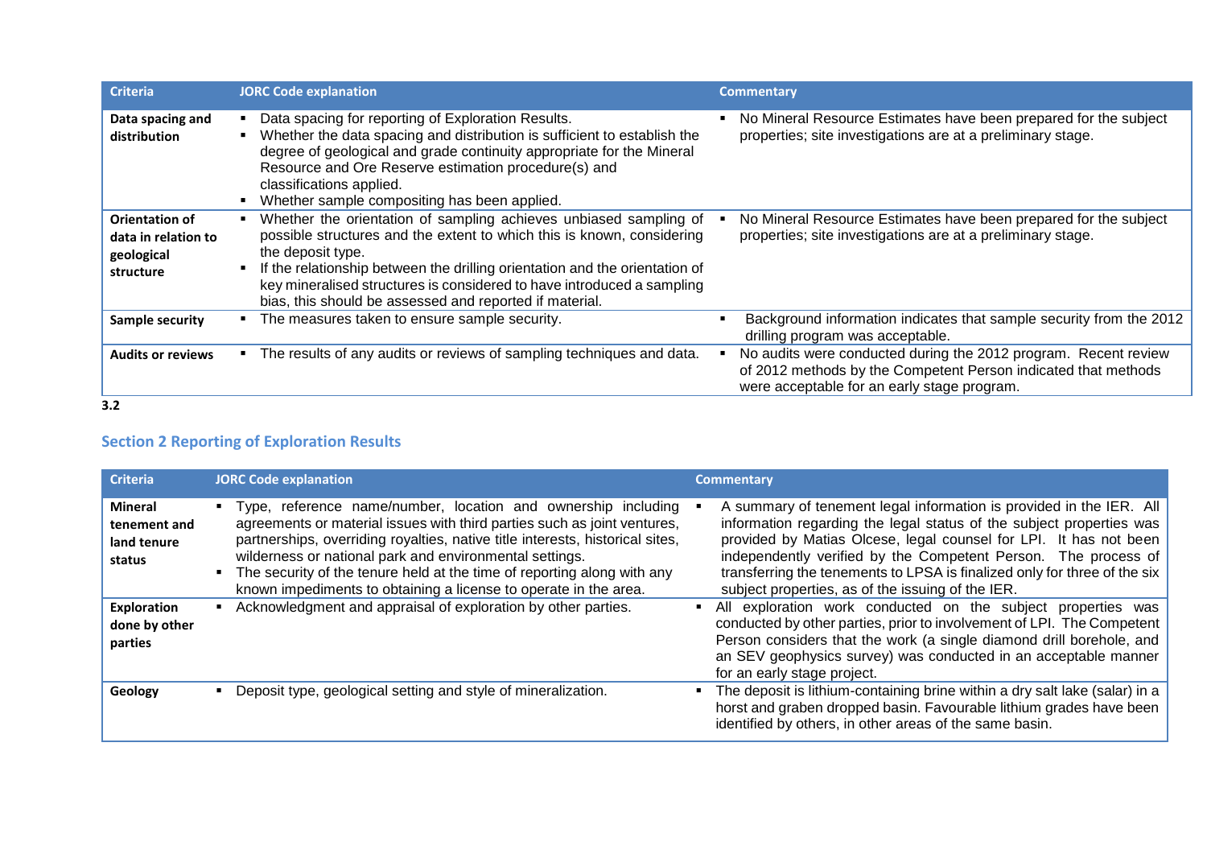| Criteria | JORC Code explanation | Commentary |
|---|---|---|
| **Data spacing and distribution** | ▪ Data spacing for reporting of Exploration Results.<br>▪ Whether the data spacing and distribution is sufficient to establish the degree of geological and grade continuity appropriate for the Mineral Resource and Ore Reserve estimation procedure(s) and classifications applied.<br>▪ Whether sample compositing has been applied. | ▪ No Mineral Resource Estimates have been prepared for the subject properties; site investigations are at a preliminary stage. |
| **Orientation of data in relation to geological structure** | ▪ Whether the orientation of sampling achieves unbiased sampling of possible structures and the extent to which this is known, considering the deposit type.<br>▪ If the relationship between the drilling orientation and the orientation of key mineralised structures is considered to have introduced a sampling bias, this should be assessed and reported if material. | ▪ No Mineral Resource Estimates have been prepared for the subject properties; site investigations are at a preliminary stage. |
| **Sample security** | ▪ The measures taken to ensure sample security. | ▪ Background information indicates that sample security from the 2012 drilling program was acceptable. |
| **Audits or reviews** | ▪ The results of any audits or reviews of sampling techniques and data. | ▪ No audits were conducted during the 2012 program. Recent review of 2012 methods by the Competent Person indicated that methods were acceptable for an early stage program. |

**3.2**

## Section 2 Reporting of Exploration Results

| Criteria | JORC Code explanation | Commentary |
|---|---|---|
| **Mineral tenement and land tenure status** | ▪ Type, reference name/number, location and ownership including agreements or material issues with third parties such as joint ventures, partnerships, overriding royalties, native title interests, historical sites, wilderness or national park and environmental settings.<br>▪ The security of the tenure held at the time of reporting along with any known impediments to obtaining a license to operate in the area. | ▪ A summary of tenement legal information is provided in the IER. All information regarding the legal status of the subject properties was provided by Matias Olcese, legal counsel for LPI. It has not been independently verified by the Competent Person. The process of transferring the tenements to LPSA is finalized only for three of the six subject properties, as of the issuing of the IER. |
| **Exploration done by other parties** | ▪ Acknowledgment and appraisal of exploration by other parties. | ▪ All exploration work conducted on the subject properties was conducted by other parties, prior to involvement of LPI. The Competent Person considers that the work (a single diamond drill borehole, and an SEV geophysics survey) was conducted in an acceptable manner for an early stage project. |
| **Geology** | ▪ Deposit type, geological setting and style of mineralization. | ▪ The deposit is lithium-containing brine within a dry salt lake (salar) in a horst and graben dropped basin. Favourable lithium grades have been identified by others, in other areas of the same basin. |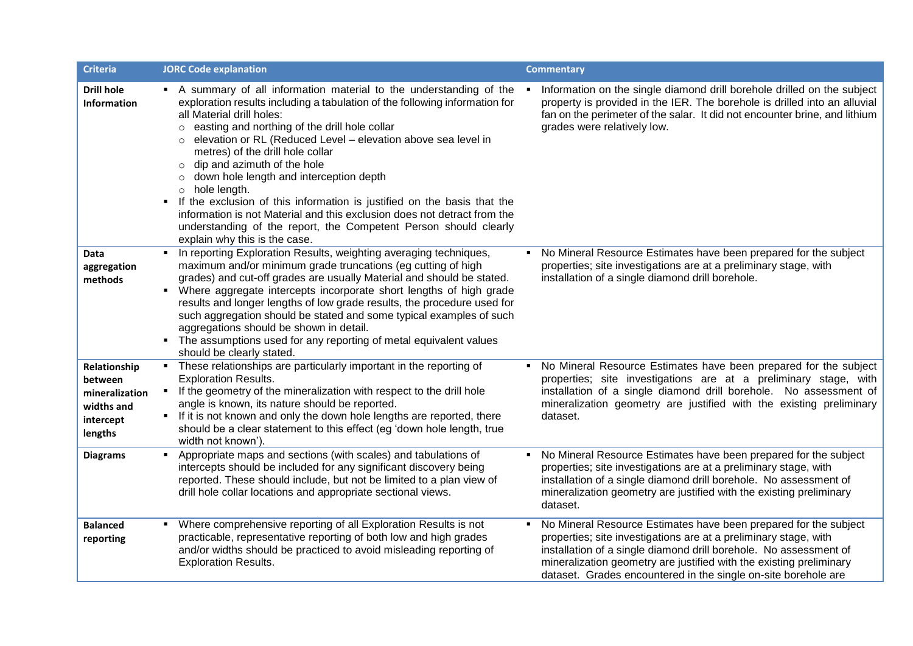| Criteria | JORC Code explanation | Commentary |
|---|---|---|
| **Drill hole Information** | ▪ A summary of all information material to the understanding of the exploration results including a tabulation of the following information for all Material drill holes:<br>○ easting and northing of the drill hole collar<br>○ elevation or RL (Reduced Level – elevation above sea level in metres) of the drill hole collar<br>○ dip and azimuth of the hole<br>○ down hole length and interception depth<br>○ hole length.<br>▪ If the exclusion of this information is justified on the basis that the information is not Material and this exclusion does not detract from the understanding of the report, the Competent Person should clearly explain why this is the case. | ▪ Information on the single diamond drill borehole drilled on the subject property is provided in the IER. The borehole is drilled into an alluvial fan on the perimeter of the salar. It did not encounter brine, and lithium grades were relatively low. |
| **Data aggregation methods** | ▪ In reporting Exploration Results, weighting averaging techniques, maximum and/or minimum grade truncations (eg cutting of high grades) and cut-off grades are usually Material and should be stated.<br>▪ Where aggregate intercepts incorporate short lengths of high grade results and longer lengths of low grade results, the procedure used for such aggregation should be stated and some typical examples of such aggregations should be shown in detail.<br>▪ The assumptions used for any reporting of metal equivalent values should be clearly stated. | ▪ No Mineral Resource Estimates have been prepared for the subject properties; site investigations are at a preliminary stage, with installation of a single diamond drill borehole. |
| **Relationship between mineralization widths and intercept lengths** | ▪ These relationships are particularly important in the reporting of Exploration Results.<br>▪ If the geometry of the mineralization with respect to the drill hole angle is known, its nature should be reported.<br>▪ If it is not known and only the down hole lengths are reported, there should be a clear statement to this effect (eg 'down hole length, true width not known'). | ▪ No Mineral Resource Estimates have been prepared for the subject properties; site investigations are at a preliminary stage, with installation of a single diamond drill borehole. No assessment of mineralization geometry are justified with the existing preliminary dataset. |
| **Diagrams** | ▪ Appropriate maps and sections (with scales) and tabulations of intercepts should be included for any significant discovery being reported. These should include, but not be limited to a plan view of drill hole collar locations and appropriate sectional views. | ▪ No Mineral Resource Estimates have been prepared for the subject properties; site investigations are at a preliminary stage, with installation of a single diamond drill borehole. No assessment of mineralization geometry are justified with the existing preliminary dataset. |
| **Balanced reporting** | ▪ Where comprehensive reporting of all Exploration Results is not practicable, representative reporting of both low and high grades and/or widths should be practiced to avoid misleading reporting of Exploration Results. | ▪ No Mineral Resource Estimates have been prepared for the subject properties; site investigations are at a preliminary stage, with installation of a single diamond drill borehole. No assessment of mineralization geometry are justified with the existing preliminary dataset. Grades encountered in the single on-site borehole are |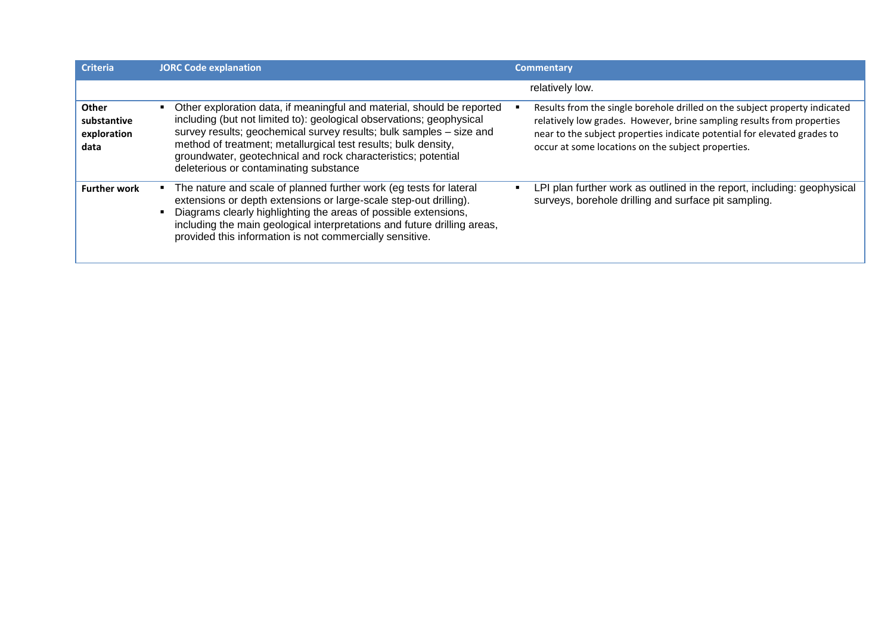| Criteria | JORC Code explanation | Commentary |
|---|---|---|
| | | relatively low. |
| **Other substantive exploration data** | ▪ Other exploration data, if meaningful and material, should be reported including (but not limited to): geological observations; geophysical survey results; geochemical survey results; bulk samples – size and method of treatment; metallurgical test results; bulk density, groundwater, geotechnical and rock characteristics; potential deleterious or contaminating substance | ▪ Results from the single borehole drilled on the subject property indicated relatively low grades. However, brine sampling results from properties near to the subject properties indicate potential for elevated grades to occur at some locations on the subject properties. |
| **Further work** | ▪ The nature and scale of planned further work (eg tests for lateral extensions or depth extensions or large-scale step-out drilling).<br>▪ Diagrams clearly highlighting the areas of possible extensions, including the main geological interpretations and future drilling areas, provided this information is not commercially sensitive. | ▪ LPI plan further work as outlined in the report, including: geophysical surveys, borehole drilling and surface pit sampling. |